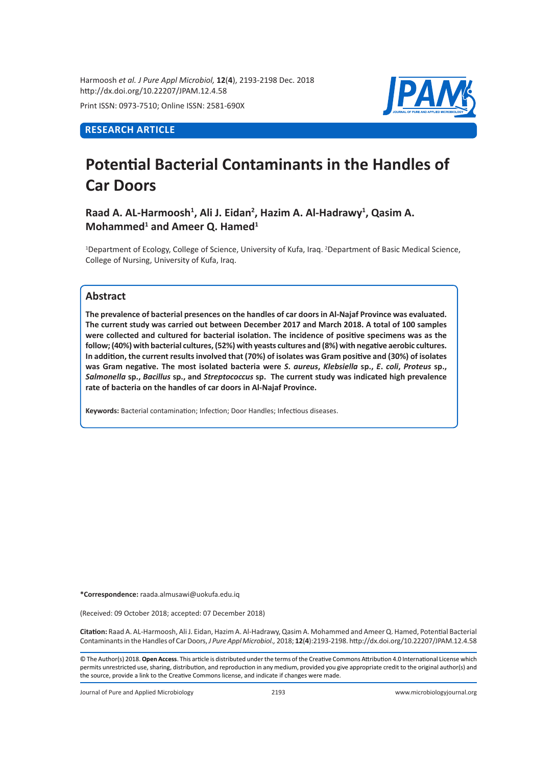RESEARCH ARTICLE

# Potential Bacterial Contaminants in the Handles of Car Doors

**Raad A. AL-Harmoosh[1], Ali J. Eidan[2], Hazim A. Al-Hadrawy[1], Qasim A. Mohammed[1] and Ameer Q. Hamed[1]**

[1]Department of Ecology, College of Science, University of Kufa, Iraq. [2]Department of Basic Medical Science, College of Nursing, University of Kufa, Iraq.

## Abstract

**The prevalence of bacterial presences on the handles of car doors in Al-Najaf Province was evaluated. The current study was carried out between December 2017 and March 2018. A total of 100 samples were collected and cultured for bacterial isolation. The incidence of positive specimens was as the follow; (40%) with bacterial cultures, (52%) with yeasts cultures and (8%) with negative aerobic cultures. In addition, the current results involved that (70%) of isolates was Gram positive and (30%) of isolates was Gram negative. The most isolated bacteria were *S. aureus*, *Klebsiella* sp., *E. coli*, *Proteus* sp., *Salmonella* sp., *Bacillus* sp., and *Streptococcus* sp. The current study was indicated high prevalence rate of bacteria on the handles of car doors in Al-Najaf Province.**

**Keywords:** Bacterial contamination; Infection; Door Handles; Infectious diseases.

**\*Correspondence:** raada.almusawi@uokufa.edu.iq

(Received: 09 October 2018; accepted: 07 December 2018)

**Citation:** Raad A. AL-Harmoosh, Ali J. Eidan, Hazim A. Al-Hadrawy, Qasim A. Mohammed and Ameer Q. Hamed, Potential Bacterial Contaminants in the Handles of Car Doors, *J Pure Appl Microbiol.,* 2018; **12**(**4**):2193-2198. http://dx.doi.org/10.22207/JPAM.12.4.58

© The Author(s) 2018. **Open Access**. This article is distributed under the terms of the Creative Commons Attribution 4.0 International License which permits unrestricted use, sharing, distribution, and reproduction in any medium, provided you give appropriate credit to the original author(s) and the source, provide a link to the Creative Commons license, and indicate if changes were made.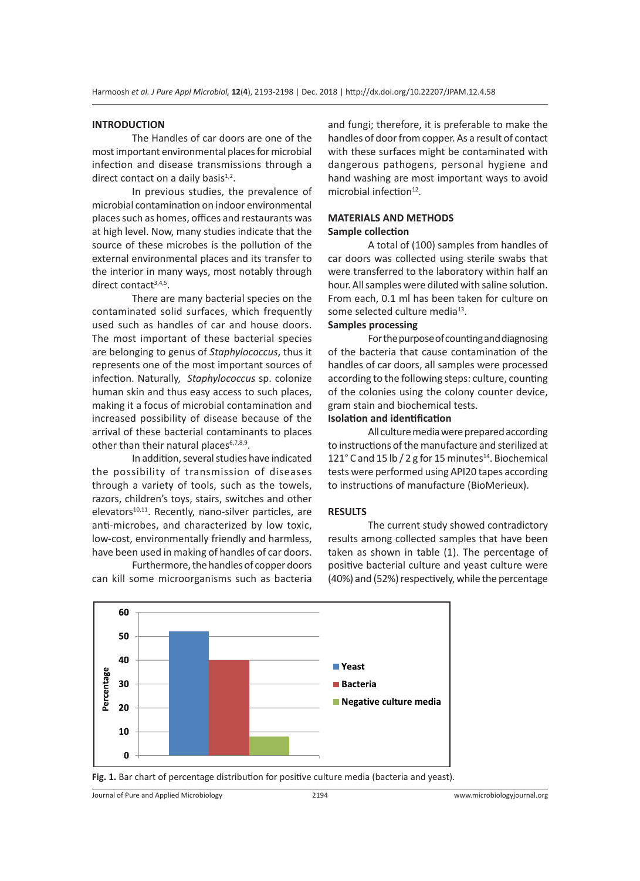## INTRODUCTION

The Handles of car doors are one of the most important environmental places for microbial infection and disease transmissions through a direct contact on a daily basis[1,2].

In previous studies, the prevalence of microbial contamination on indoor environmental places such as homes, offices and restaurants was at high level. Now, many studies indicate that the source of these microbes is the pollution of the external environmental places and its transfer to the interior in many ways, most notably through direct contact[3,4,5].

There are many bacterial species on the contaminated solid surfaces, which frequently used such as handles of car and house doors. The most important of these bacterial species are belonging to genus of *Staphylococcus*, thus it represents one of the most important sources of infection. Naturally, *Staphylococcus* sp. colonize human skin and thus easy access to such places, making it a focus of microbial contamination and increased possibility of disease because of the arrival of these bacterial contaminants to places other than their natural places[6,7,8,9].

In addition, several studies have indicated the possibility of transmission of diseases through a variety of tools, such as the towels, razors, children's toys, stairs, switches and other elevators[10,11]. Recently, nano-silver particles, are anti-microbes, and characterized by low toxic, low-cost, environmentally friendly and harmless, have been used in making of handles of car doors.

Furthermore, the handles of copper doors can kill some microorganisms such as bacteria and fungi; therefore, it is preferable to make the handles of door from copper. As a result of contact with these surfaces might be contaminated with dangerous pathogens, personal hygiene and hand washing are most important ways to avoid microbial infection[12].

## MATERIALS AND METHODS

### Sample collection

A total of (100) samples from handles of car doors was collected using sterile swabs that were transferred to the laboratory within half an hour. All samples were diluted with saline solution. From each, 0.1 ml has been taken for culture on some selected culture media[13].

### Samples processing

For the purpose of counting and diagnosing of the bacteria that cause contamination of the handles of car doors, all samples were processed according to the following steps: culture, counting of the colonies using the colony counter device, gram stain and biochemical tests.

### Isolation and identification

All culture media were prepared according to instructions of the manufacture and sterilized at 121° C and 15 lb / 2 g for 15 minutes[14]. Biochemical tests were performed using API20 tapes according to instructions of manufacture (BioMerieux).

## RESULTS

The current study showed contradictory results among collected samples that have been taken as shown in table (1). The percentage of positive bacterial culture and yeast culture were (40%) and (52%) respectively, while the percentage

**Fig. 1.** Bar chart of percentage distribution for positive culture media (bacteria and yeast).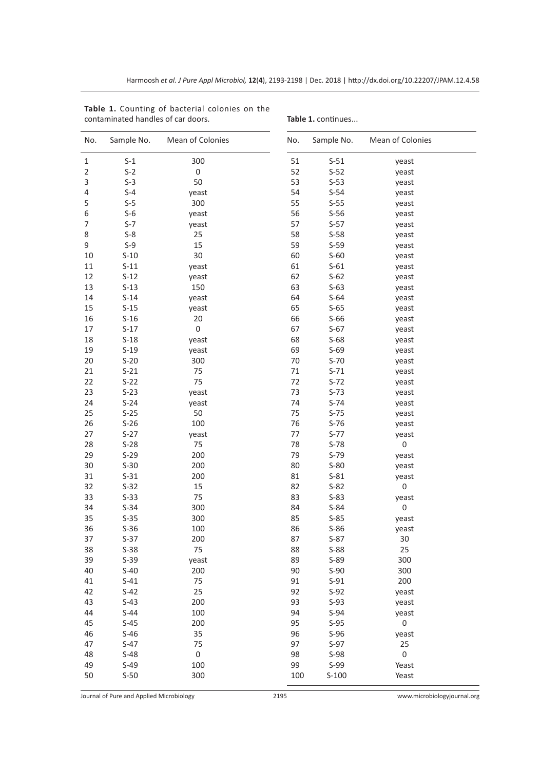**Table 1.** Counting of bacterial colonies on the contaminated handles of car doors.

| No. | Sample No. | Mean of Colonies |
|---|---|---|
| 1 | S-1 | 300 |
| 2 | S-2 | 0 |
| 3 | S-3 | 50 |
| 4 | S-4 | yeast |
| 5 | S-5 | 300 |
| 6 | S-6 | yeast |
| 7 | S-7 | yeast |
| 8 | S-8 | 25 |
| 9 | S-9 | 15 |
| 10 | S-10 | 30 |
| 11 | S-11 | yeast |
| 12 | S-12 | yeast |
| 13 | S-13 | 150 |
| 14 | S-14 | yeast |
| 15 | S-15 | yeast |
| 16 | S-16 | 20 |
| 17 | S-17 | 0 |
| 18 | S-18 | yeast |
| 19 | S-19 | yeast |
| 20 | S-20 | 300 |
| 21 | S-21 | 75 |
| 22 | S-22 | 75 |
| 23 | S-23 | yeast |
| 24 | S-24 | yeast |
| 25 | S-25 | 50 |
| 26 | S-26 | 100 |
| 27 | S-27 | yeast |
| 28 | S-28 | 75 |
| 29 | S-29 | 200 |
| 30 | S-30 | 200 |
| 31 | S-31 | 200 |
| 32 | S-32 | 15 |
| 33 | S-33 | 75 |
| 34 | S-34 | 300 |
| 35 | S-35 | 300 |
| 36 | S-36 | 100 |
| 37 | S-37 | 200 |
| 38 | S-38 | 75 |
| 39 | S-39 | yeast |
| 40 | S-40 | 200 |
| 41 | S-41 | 75 |
| 42 | S-42 | 25 |
| 43 | S-43 | 200 |
| 44 | S-44 | 100 |
| 45 | S-45 | 200 |
| 46 | S-46 | 35 |
| 47 | S-47 | 75 |
| 48 | S-48 | 0 |
| 49 | S-49 | 100 |
| 50 | S-50 | 300 |
| 51 | S-51 | yeast |
| 52 | S-52 | yeast |
| 53 | S-53 | yeast |
| 54 | S-54 | yeast |
| 55 | S-55 | yeast |
| 56 | S-56 | yeast |
| 57 | S-57 | yeast |
| 58 | S-58 | yeast |
| 59 | S-59 | yeast |
| 60 | S-60 | yeast |
| 61 | S-61 | yeast |
| 62 | S-62 | yeast |
| 63 | S-63 | yeast |
| 64 | S-64 | yeast |
| 65 | S-65 | yeast |
| 66 | S-66 | yeast |
| 67 | S-67 | yeast |
| 68 | S-68 | yeast |
| 69 | S-69 | yeast |
| 70 | S-70 | yeast |
| 71 | S-71 | yeast |
| 72 | S-72 | yeast |
| 73 | S-73 | yeast |
| 74 | S-74 | yeast |
| 75 | S-75 | yeast |
| 76 | S-76 | yeast |
| 77 | S-77 | yeast |
| 78 | S-78 | 0 |
| 79 | S-79 | yeast |
| 80 | S-80 | yeast |
| 81 | S-81 | yeast |
| 82 | S-82 | 0 |
| 83 | S-83 | yeast |
| 84 | S-84 | 0 |
| 85 | S-85 | yeast |
| 86 | S-86 | yeast |
| 87 | S-87 | 30 |
| 88 | S-88 | 25 |
| 89 | S-89 | 300 |
| 90 | S-90 | 300 |
| 91 | S-91 | 200 |
| 92 | S-92 | yeast |
| 93 | S-93 | yeast |
| 94 | S-94 | yeast |
| 95 | S-95 | 0 |
| 96 | S-96 | yeast |
| 97 | S-97 | 25 |
| 98 | S-98 | 0 |
| 99 | S-99 | Yeast |
| 100 | S-100 | Yeast |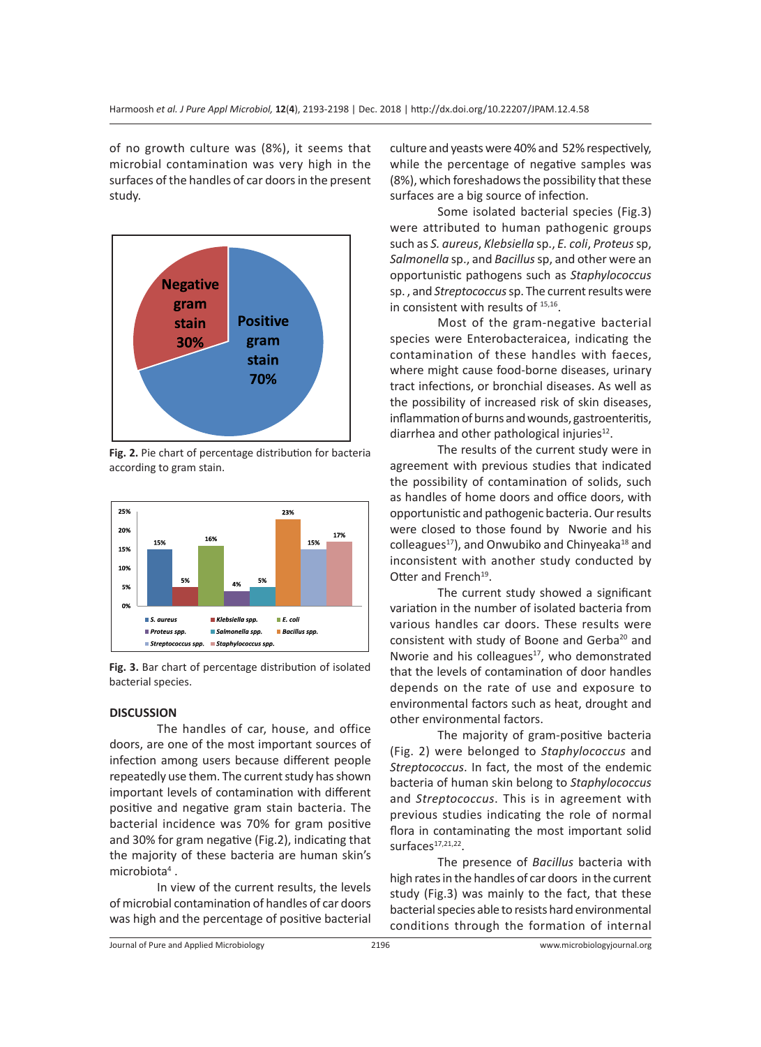of no growth culture was (8%), it seems that microbial contamination was very high in the surfaces of the handles of car doors in the present study.

Fig. 2. Pie chart of percentage distribution for bacteria according to gram stain.

Fig. 3. Bar chart of percentage distribution of isolated bacterial species.

## DISCUSSION

The handles of car, house, and office doors, are one of the most important sources of infection among users because different people repeatedly use them. The current study has shown important levels of contamination with different positive and negative gram stain bacteria. The bacterial incidence was 70% for gram positive and 30% for gram negative (Fig.2), indicating that the majority of these bacteria are human skin's microbiota[4] .

In view of the current results, the levels of microbial contamination of handles of car doors was high and the percentage of positive bacterial culture and yeasts were 40% and 52% respectively, while the percentage of negative samples was (8%), which foreshadows the possibility that these surfaces are a big source of infection.

Some isolated bacterial species (Fig.3) were attributed to human pathogenic groups such as *S. aureus*, *Klebsiella* sp., *E. coli*, *Proteus* sp, *Salmonella* sp., and *Bacillus* sp, and other were an opportunistic pathogens such as *Staphylococcus* sp. , and *Streptococcus* sp. The current results were in consistent with results of [15,16].

Most of the gram-negative bacterial species were Enterobacteraicea, indicating the contamination of these handles with faeces, where might cause food-borne diseases, urinary tract infections, or bronchial diseases. As well as the possibility of increased risk of skin diseases, inflammation of burns and wounds, gastroenteritis, diarrhea and other pathological injuries[12].

The results of the current study were in agreement with previous studies that indicated the possibility of contamination of solids, such as handles of home doors and office doors, with opportunistic and pathogenic bacteria. Our results were closed to those found by Nworie and his colleagues[17]), and Onwubiko and Chinyeaka[18] and inconsistent with another study conducted by Otter and French[19].

The current study showed a significant variation in the number of isolated bacteria from various handles car doors. These results were consistent with study of Boone and Gerba[20] and Nworie and his colleagues[17], who demonstrated that the levels of contamination of door handles depends on the rate of use and exposure to environmental factors such as heat, drought and other environmental factors.

The majority of gram-positive bacteria (Fig. 2) were belonged to *Staphylococcus* and *Streptococcus*. In fact, the most of the endemic bacteria of human skin belong to *Staphylococcus* and *Streptococcus*. This is in agreement with previous studies indicating the role of normal flora in contaminating the most important solid surfaces[17,21,22].

The presence of *Bacillus* bacteria with high rates in the handles of car doors in the current study (Fig.3) was mainly to the fact, that these bacterial species able to resists hard environmental conditions through the formation of internal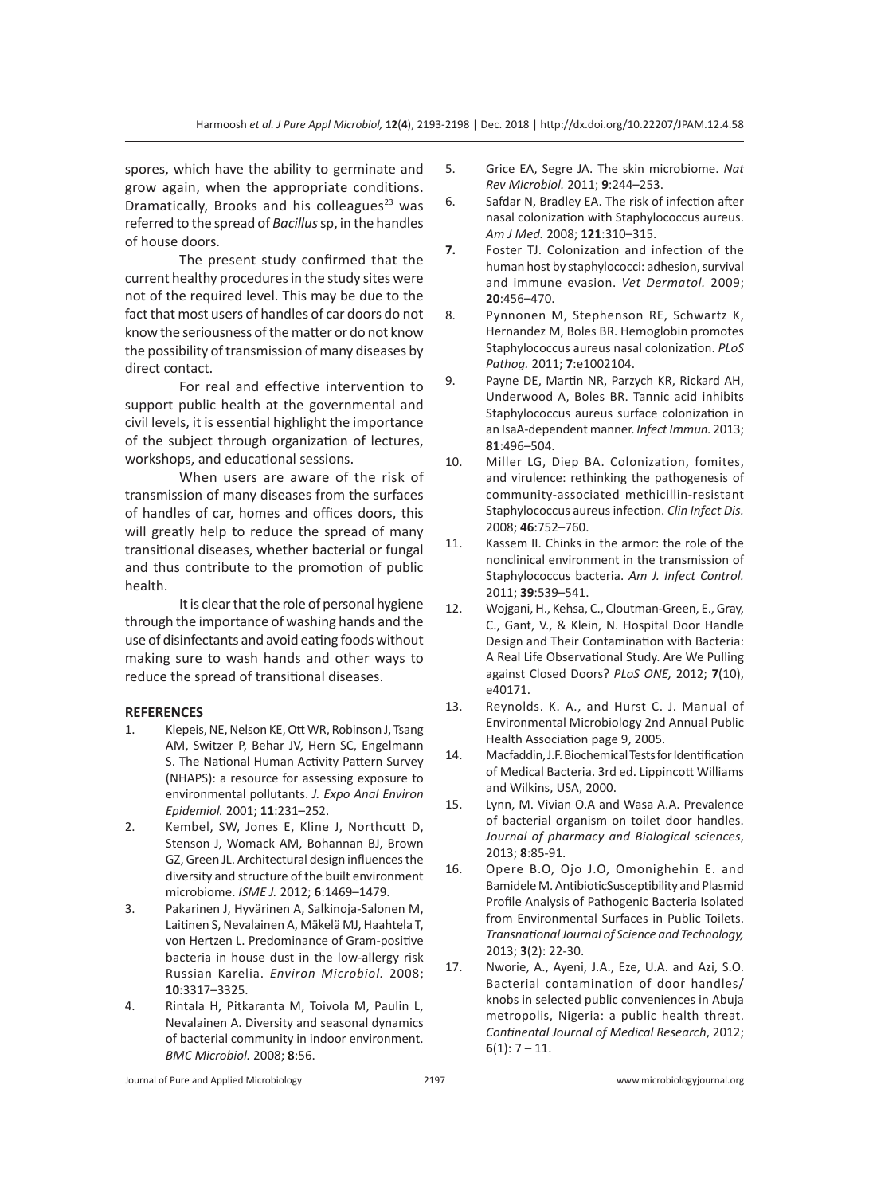spores, which have the ability to germinate and grow again, when the appropriate conditions. Dramatically, Brooks and his colleagues[23] was referred to the spread of *Bacillus* sp, in the handles of house doors.

The present study confirmed that the current healthy procedures in the study sites were not of the required level. This may be due to the fact that most users of handles of car doors do not know the seriousness of the matter or do not know the possibility of transmission of many diseases by direct contact.

For real and effective intervention to support public health at the governmental and civil levels, it is essential highlight the importance of the subject through organization of lectures, workshops, and educational sessions.

When users are aware of the risk of transmission of many diseases from the surfaces of handles of car, homes and offices doors, this will greatly help to reduce the spread of many transitional diseases, whether bacterial or fungal and thus contribute to the promotion of public health.

It is clear that the role of personal hygiene through the importance of washing hands and the use of disinfectants and avoid eating foods without making sure to wash hands and other ways to reduce the spread of transitional diseases.

## REFERENCES

1. Klepeis, NE, Nelson KE, Ott WR, Robinson J, Tsang AM, Switzer P, Behar JV, Hern SC, Engelmann S. The National Human Activity Pattern Survey (NHAPS): a resource for assessing exposure to environmental pollutants. *J. Expo Anal Environ Epidemiol.* 2001; **11**:231–252.
2. Kembel, SW, Jones E, Kline J, Northcutt D, Stenson J, Womack AM, Bohannan BJ, Brown GZ, Green JL. Architectural design influences the diversity and structure of the built environment microbiome. *ISME J.* 2012; **6**:1469–1479.
3. Pakarinen J, Hyvärinen A, Salkinoja-Salonen M, Laitinen S, Nevalainen A, Mäkelä MJ, Haahtela T, von Hertzen L. Predominance of Gram-positive bacteria in house dust in the low-allergy risk Russian Karelia. *Environ Microbiol.* 2008; **10**:3317–3325.
4. Rintala H, Pitkaranta M, Toivola M, Paulin L, Nevalainen A. Diversity and seasonal dynamics of bacterial community in indoor environment. *BMC Microbiol.* 2008; **8**:56.
5. Grice EA, Segre JA. The skin microbiome. *Nat Rev Microbiol.* 2011; **9**:244–253.
6. Safdar N, Bradley EA. The risk of infection after nasal colonization with Staphylococcus aureus. *Am J Med.* 2008; **121**:310–315.
7. Foster TJ. Colonization and infection of the human host by staphylococci: adhesion, survival and immune evasion. *Vet Dermatol.* 2009; **20**:456–470.
8. Pynnonen M, Stephenson RE, Schwartz K, Hernandez M, Boles BR. Hemoglobin promotes Staphylococcus aureus nasal colonization. *PLoS Pathog.* 2011; **7**:e1002104.
9. Payne DE, Martin NR, Parzych KR, Rickard AH, Underwood A, Boles BR. Tannic acid inhibits Staphylococcus aureus surface colonization in an IsaA-dependent manner. *Infect Immun.* 2013; **81**:496–504.
10. Miller LG, Diep BA. Colonization, fomites, and virulence: rethinking the pathogenesis of community-associated methicillin-resistant Staphylococcus aureus infection. *Clin Infect Dis.* 2008; **46**:752–760.
11. Kassem II. Chinks in the armor: the role of the nonclinical environment in the transmission of Staphylococcus bacteria. *Am J. Infect Control.* 2011; **39**:539–541.
12. Wojgani, H., Kehsa, C., Cloutman-Green, E., Gray, C., Gant, V., & Klein, N. Hospital Door Handle Design and Their Contamination with Bacteria: A Real Life Observational Study. Are We Pulling against Closed Doors? *PLoS ONE,* 2012; **7**(10), e40171.
13. Reynolds. K. A., and Hurst C. J. Manual of Environmental Microbiology 2nd Annual Public Health Association page 9, 2005.
14. Macfaddin, J.F. Biochemical Tests for Identification of Medical Bacteria. 3rd ed. Lippincott Williams and Wilkins, USA, 2000.
15. Lynn, M. Vivian O.A and Wasa A.A. Prevalence of bacterial organism on toilet door handles. *Journal of pharmacy and Biological sciences*, 2013; **8**:85-91.
16. Opere B.O, Ojo J.O, Omonighehin E. and Bamidele M. AntibioticSusceptibility and Plasmid Profile Analysis of Pathogenic Bacteria Isolated from Environmental Surfaces in Public Toilets. *Transnational Journal of Science and Technology,* 2013; **3**(2): 22-30.
17. Nworie, A., Ayeni, J.A., Eze, U.A. and Azi, S.O. Bacterial contamination of door handles/ knobs in selected public conveniences in Abuja metropolis, Nigeria: a public health threat. *Continental Journal of Medical Research*, 2012; **6**(1): 7 – 11.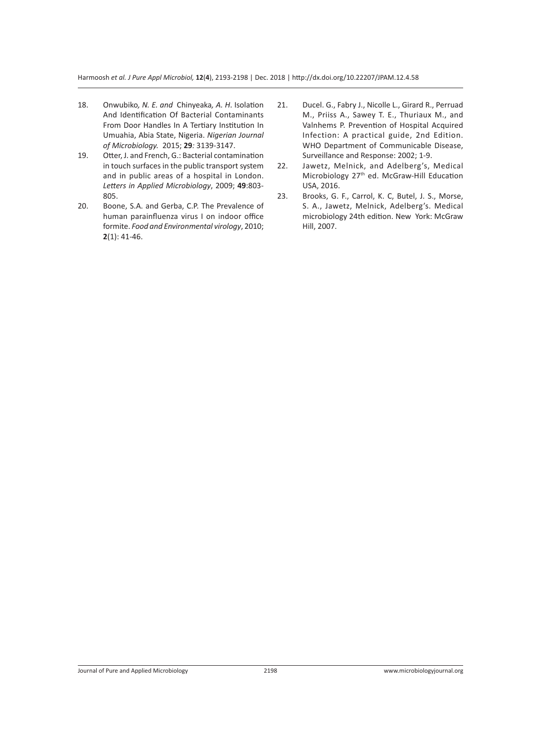18. Onwubiko, *N. E. and* Chinyeaka, *A. H*. Isolation And Identification Of Bacterial Contaminants From Door Handles In A Tertiary Institution In Umuahia, Abia State, Nigeria. *Nigerian Journal of Microbiology.* 2015; **29***:* 3139-3147.
19. Otter, J. and French, G.: Bacterial contamination in touch surfaces in the public transport system and in public areas of a hospital in London. *Letters in Applied Microbiology*, 2009; **49**:803-805.
20. Boone, S.A. and Gerba, C.P. The Prevalence of human parainfluenza virus I on indoor office formite. *Food and Environmental virology*, 2010; **2**(1): 41-46.
21. Ducel. G., Fabry J., Nicolle L., Girard R., Perruad M., Priiss A., Sawey T. E., Thuriaux M., and Valnhems P. Prevention of Hospital Acquired Infection: A practical guide, 2nd Edition. WHO Department of Communicable Disease, Surveillance and Response: 2002; 1-9.
22. Jawetz, Melnick, and Adelberg's, Medical Microbiology 27th ed. McGraw-Hill Education USA, 2016.
23. Brooks, G. F., Carrol, K. C, Butel, J. S., Morse, S. A., Jawetz, Melnick, Adelberg's. Medical microbiology 24th edition. New York: McGraw Hill, 2007.